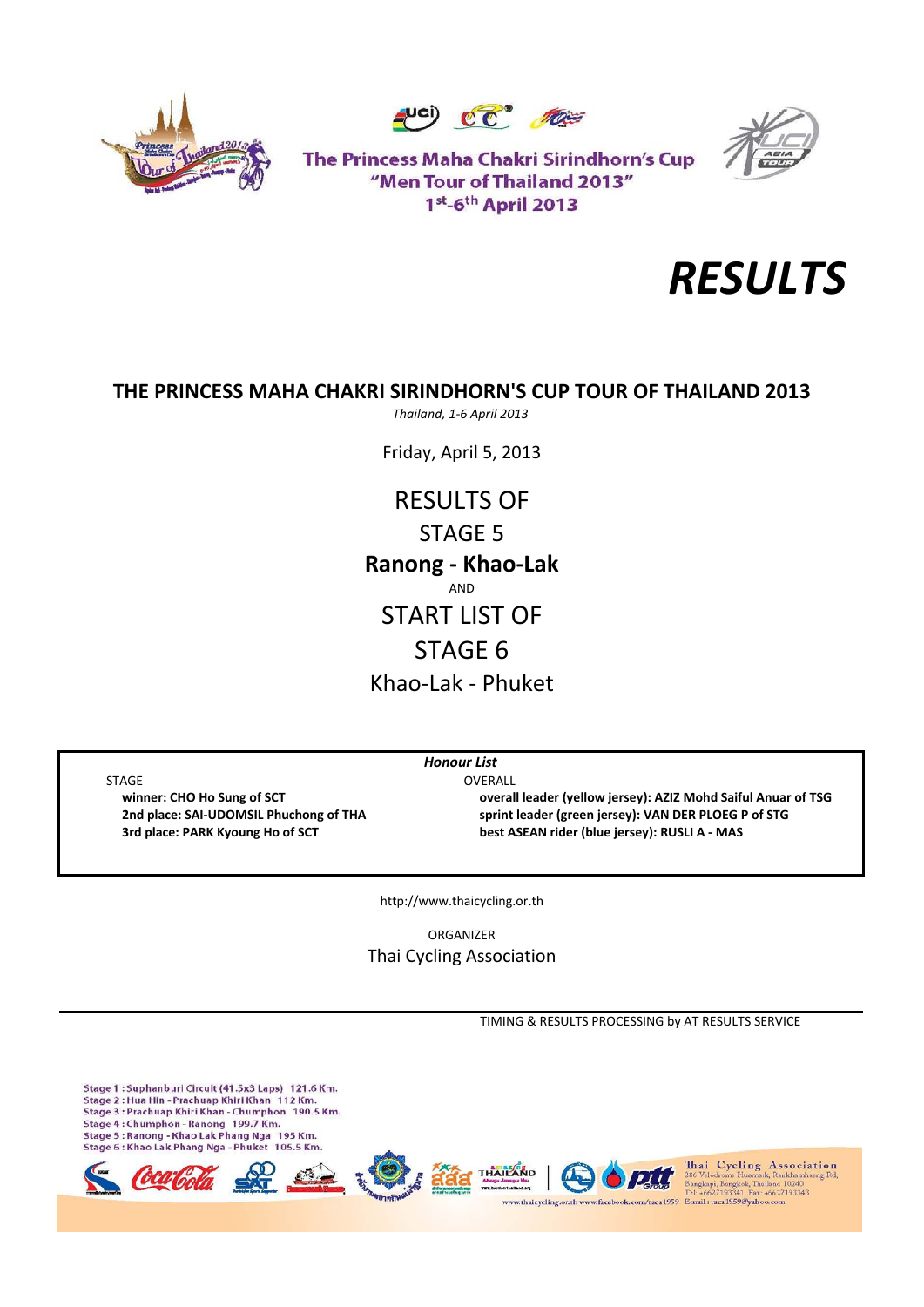The Princess Maha Chakri Sirindhorn's Cup
"Men Tour of Thailand 2013"
1st-6th April 2013

# *RESULTS*

## THE PRINCESS MAHA CHAKRI SIRINDHORN'S CUP TOUR OF THAILAND 2013

*Thailand, 1-6 April 2013*

Friday, April 5, 2013

RESULTS OF

STAGE 5

**Ranong - Khao-Lak**

AND

START LIST OF

STAGE 6

Khao-Lak - Phuket

***Honour List***

STAGE

**winner: CHO Ho Sung of SCT**
**2nd place: SAI-UDOMSIL Phuchong of THA**
**3rd place: PARK Kyoung Ho of SCT**

OVERALL

**overall leader (yellow jersey): AZIZ Mohd Saiful Anuar of TSG**
**sprint leader (green jersey): VAN DER PLOEG P of STG**
**best ASEAN rider (blue jersey): RUSLI A - MAS**

http://www.thaicycling.or.th

ORGANIZER

Thai Cycling Association

TIMING & RESULTS PROCESSING by AT RESULTS SERVICE

Stage 1 : Suphanburi Circuit (41.5x3 Laps) 121.6 Km.
Stage 2 : Hua Hin - Prachuap Khiri Khan 112 Km.
Stage 3 : Prachuap Khiri Khan - Chumphon 190.5 Km.
Stage 4 : Chumphon - Ranong 199.7 Km.
Stage 5 : Ranong - Khao Lak Phang Nga 195 Km.
Stage 6 : Khao Lak Phang Nga - Phuket 105.5 Km.

Thai Cycling Association
286 Velodrome Huamark, Ramkhamhaeng Rd, Bangkapi, Bangkok, Thailand 10240
Tel: +6627193341 Fax: +6627193343
www.thaicycling.or.th www.facebook.com/taca1959 Email: taca1959@yahoo.com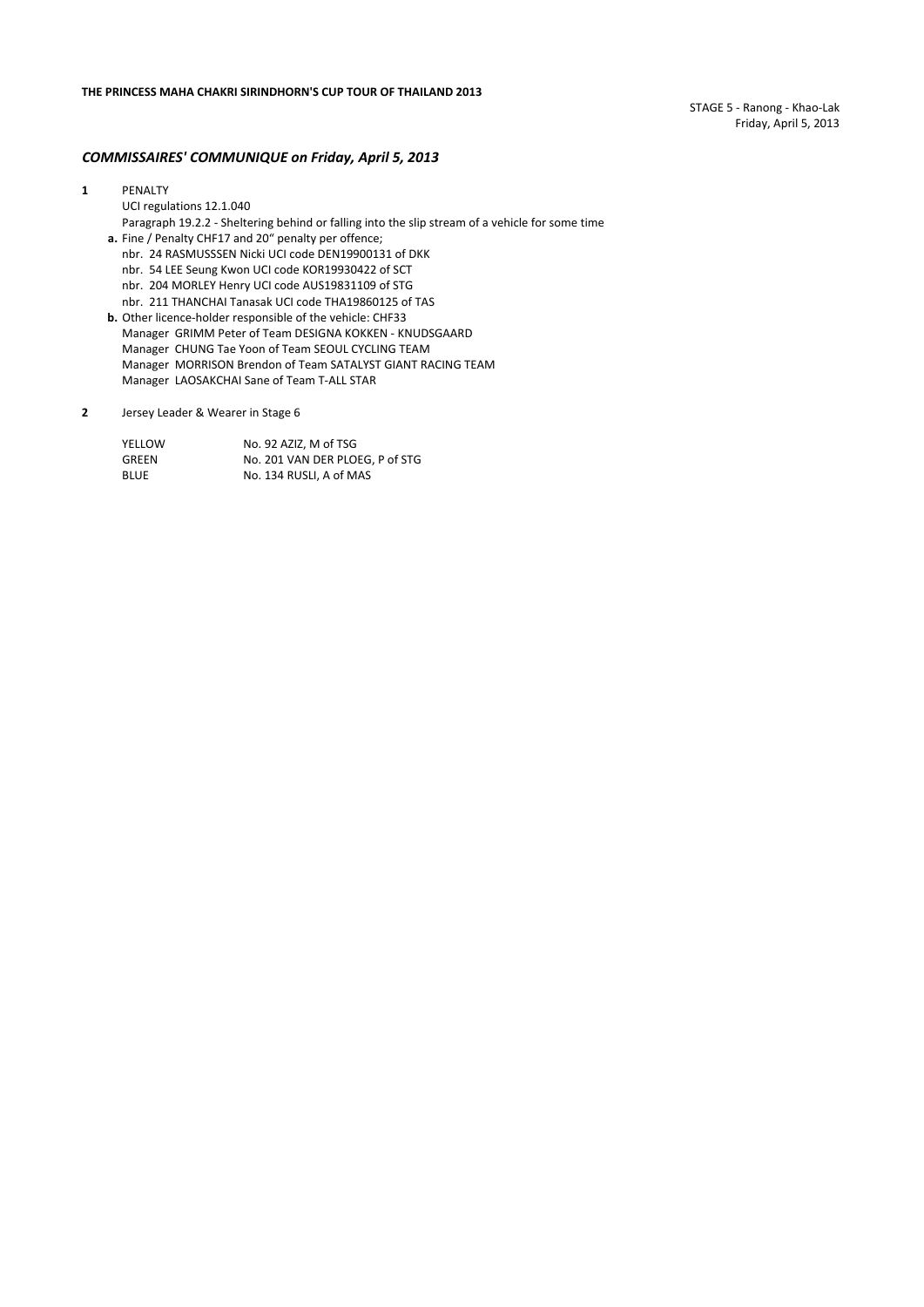**THE PRINCESS MAHA CHAKRI SIRINDHORN'S CUP TOUR OF THAILAND 2013**

STAGE 5 - Ranong - Khao-Lak
Friday, April 5, 2013

## *COMMISSAIRES' COMMUNIQUE on Friday, April 5, 2013*

**1** PENALTY

UCI regulations 12.1.040

Paragraph 19.2.2 - Sheltering behind or falling into the slip stream of a vehicle for some time

**a.** Fine / Penalty CHF17 and 20" penalty per offence;

nbr. 24 RASMUSSSEN Nicki UCI code DEN19900131 of DKK
nbr. 54 LEE Seung Kwon UCI code KOR19930422 of SCT
nbr. 204 MORLEY Henry UCI code AUS19831109 of STG
nbr. 211 THANCHAI Tanasak UCI code THA19860125 of TAS

**b.** Other licence-holder responsible of the vehicle: CHF33

Manager GRIMM Peter of Team DESIGNA KOKKEN - KNUDSGAARD
Manager CHUNG Tae Yoon of Team SEOUL CYCLING TEAM
Manager MORRISON Brendon of Team SATALYST GIANT RACING TEAM
Manager LAOSAKCHAI Sane of Team T-ALL STAR

**2** Jersey Leader & Wearer in Stage 6

| | |
|---|---|
| YELLOW | No. 92 AZIZ, M of TSG |
| GREEN | No. 201 VAN DER PLOEG, P of STG |
| BLUE | No. 134 RUSLI, A of MAS |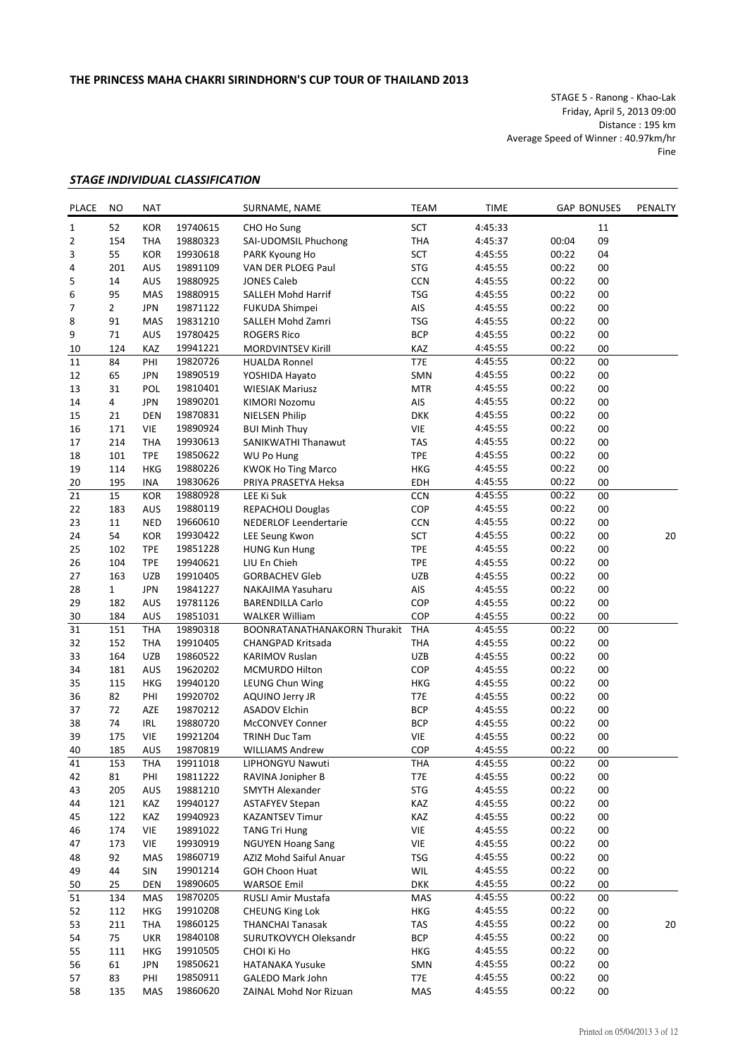**THE PRINCESS MAHA CHAKRI SIRINDHORN'S CUP TOUR OF THAILAND 2013**

STAGE 5 - Ranong - Khao-Lak
Friday, April 5, 2013 09:00
Distance : 195 km
Average Speed of Winner : 40.97km/hr
Fine

### *STAGE INDIVIDUAL CLASSIFICATION*

| PLACE | NO | NAT | | SURNAME, NAME | TEAM | TIME | GAP | BONUSES | PENALTY |
|---|---|---|---|---|---|---|---|---|---|
| 1 | 52 | KOR | 19740615 | CHO Ho Sung | SCT | 4:45:33 | | 11 | |
| 2 | 154 | THA | 19880323 | SAI-UDOMSIL Phuchong | THA | 4:45:37 | 00:04 | 09 | |
| 3 | 55 | KOR | 19930618 | PARK Kyoung Ho | SCT | 4:45:55 | 00:22 | 04 | |
| 4 | 201 | AUS | 19891109 | VAN DER PLOEG Paul | STG | 4:45:55 | 00:22 | 00 | |
| 5 | 14 | AUS | 19880925 | JONES Caleb | CCN | 4:45:55 | 00:22 | 00 | |
| 6 | 95 | MAS | 19880915 | SALLEH Mohd Harrif | TSG | 4:45:55 | 00:22 | 00 | |
| 7 | 2 | JPN | 19871122 | FUKUDA Shimpei | AIS | 4:45:55 | 00:22 | 00 | |
| 8 | 91 | MAS | 19831210 | SALLEH Mohd Zamri | TSG | 4:45:55 | 00:22 | 00 | |
| 9 | 71 | AUS | 19780425 | ROGERS Rico | BCP | 4:45:55 | 00:22 | 00 | |
| 10 | 124 | KAZ | 19941221 | MORDVINTSEV Kirill | KAZ | 4:45:55 | 00:22 | 00 | |
| 11 | 84 | PHI | 19820726 | HUALDA Ronnel | T7E | 4:45:55 | 00:22 | 00 | |
| 12 | 65 | JPN | 19890519 | YOSHIDA Hayato | SMN | 4:45:55 | 00:22 | 00 | |
| 13 | 31 | POL | 19810401 | WIESIAK Mariusz | MTR | 4:45:55 | 00:22 | 00 | |
| 14 | 4 | JPN | 19890201 | KIMORI Nozomu | AIS | 4:45:55 | 00:22 | 00 | |
| 15 | 21 | DEN | 19870831 | NIELSEN Philip | DKK | 4:45:55 | 00:22 | 00 | |
| 16 | 171 | VIE | 19890924 | BUI Minh Thuy | VIE | 4:45:55 | 00:22 | 00 | |
| 17 | 214 | THA | 19930613 | SANIKWATHI Thanawut | TAS | 4:45:55 | 00:22 | 00 | |
| 18 | 101 | TPE | 19850622 | WU Po Hung | TPE | 4:45:55 | 00:22 | 00 | |
| 19 | 114 | HKG | 19880226 | KWOK Ho Ting Marco | HKG | 4:45:55 | 00:22 | 00 | |
| 20 | 195 | INA | 19830626 | PRIYA PRASETYA Heksa | EDH | 4:45:55 | 00:22 | 00 | |
| 21 | 15 | KOR | 19880928 | LEE Ki Suk | CCN | 4:45:55 | 00:22 | 00 | |
| 22 | 183 | AUS | 19880119 | REPACHOLI Douglas | COP | 4:45:55 | 00:22 | 00 | |
| 23 | 11 | NED | 19660610 | NEDERLOF Leendertarie | CCN | 4:45:55 | 00:22 | 00 | |
| 24 | 54 | KOR | 19930422 | LEE Seung Kwon | SCT | 4:45:55 | 00:22 | 00 | 20 |
| 25 | 102 | TPE | 19851228 | HUNG Kun Hung | TPE | 4:45:55 | 00:22 | 00 | |
| 26 | 104 | TPE | 19940621 | LIU En Chieh | TPE | 4:45:55 | 00:22 | 00 | |
| 27 | 163 | UZB | 19910405 | GORBACHEV Gleb | UZB | 4:45:55 | 00:22 | 00 | |
| 28 | 1 | JPN | 19841227 | NAKAJIMA Yasuharu | AIS | 4:45:55 | 00:22 | 00 | |
| 29 | 182 | AUS | 19781126 | BARENDILLA Carlo | COP | 4:45:55 | 00:22 | 00 | |
| 30 | 184 | AUS | 19851031 | WALKER William | COP | 4:45:55 | 00:22 | 00 | |
| 31 | 151 | THA | 19890318 | BOONRATANATHANAKORN Thurakit | THA | 4:45:55 | 00:22 | 00 | |
| 32 | 152 | THA | 19910405 | CHANGPAD Kritsada | THA | 4:45:55 | 00:22 | 00 | |
| 33 | 164 | UZB | 19860522 | KARIMOV Ruslan | UZB | 4:45:55 | 00:22 | 00 | |
| 34 | 181 | AUS | 19620202 | MCMURDO Hilton | COP | 4:45:55 | 00:22 | 00 | |
| 35 | 115 | HKG | 19940120 | LEUNG Chun Wing | HKG | 4:45:55 | 00:22 | 00 | |
| 36 | 82 | PHI | 19920702 | AQUINO Jerry JR | T7E | 4:45:55 | 00:22 | 00 | |
| 37 | 72 | AZE | 19870212 | ASADOV Elchin | BCP | 4:45:55 | 00:22 | 00 | |
| 38 | 74 | IRL | 19880720 | McCONVEY Conner | BCP | 4:45:55 | 00:22 | 00 | |
| 39 | 175 | VIE | 19921204 | TRINH Duc Tam | VIE | 4:45:55 | 00:22 | 00 | |
| 40 | 185 | AUS | 19870819 | WILLIAMS Andrew | COP | 4:45:55 | 00:22 | 00 | |
| 41 | 153 | THA | 19911018 | LIPHONGYU Nawuti | THA | 4:45:55 | 00:22 | 00 | |
| 42 | 81 | PHI | 19811222 | RAVINA Jonipher B | T7E | 4:45:55 | 00:22 | 00 | |
| 43 | 205 | AUS | 19881210 | SMYTH Alexander | STG | 4:45:55 | 00:22 | 00 | |
| 44 | 121 | KAZ | 19940127 | ASTAFYEV Stepan | KAZ | 4:45:55 | 00:22 | 00 | |
| 45 | 122 | KAZ | 19940923 | KAZANTSEV Timur | KAZ | 4:45:55 | 00:22 | 00 | |
| 46 | 174 | VIE | 19891022 | TANG Tri Hung | VIE | 4:45:55 | 00:22 | 00 | |
| 47 | 173 | VIE | 19930919 | NGUYEN Hoang Sang | VIE | 4:45:55 | 00:22 | 00 | |
| 48 | 92 | MAS | 19860719 | AZIZ Mohd Saiful Anuar | TSG | 4:45:55 | 00:22 | 00 | |
| 49 | 44 | SIN | 19901214 | GOH Choon Huat | WIL | 4:45:55 | 00:22 | 00 | |
| 50 | 25 | DEN | 19890605 | WARSOE Emil | DKK | 4:45:55 | 00:22 | 00 | |
| 51 | 134 | MAS | 19870205 | RUSLI Amir Mustafa | MAS | 4:45:55 | 00:22 | 00 | |
| 52 | 112 | HKG | 19910208 | CHEUNG King Lok | HKG | 4:45:55 | 00:22 | 00 | |
| 53 | 211 | THA | 19860125 | THANCHAI Tanasak | TAS | 4:45:55 | 00:22 | 00 | 20 |
| 54 | 75 | UKR | 19840108 | SURUTKOVYCH Oleksandr | BCP | 4:45:55 | 00:22 | 00 | |
| 55 | 111 | HKG | 19910505 | CHOI Ki Ho | HKG | 4:45:55 | 00:22 | 00 | |
| 56 | 61 | JPN | 19850621 | HATANAKA Yusuke | SMN | 4:45:55 | 00:22 | 00 | |
| 57 | 83 | PHI | 19850911 | GALEDO Mark John | T7E | 4:45:55 | 00:22 | 00 | |
| 58 | 135 | MAS | 19860620 | ZAINAL Mohd Nor Rizuan | MAS | 4:45:55 | 00:22 | 00 | |

Printed on 05/04/2013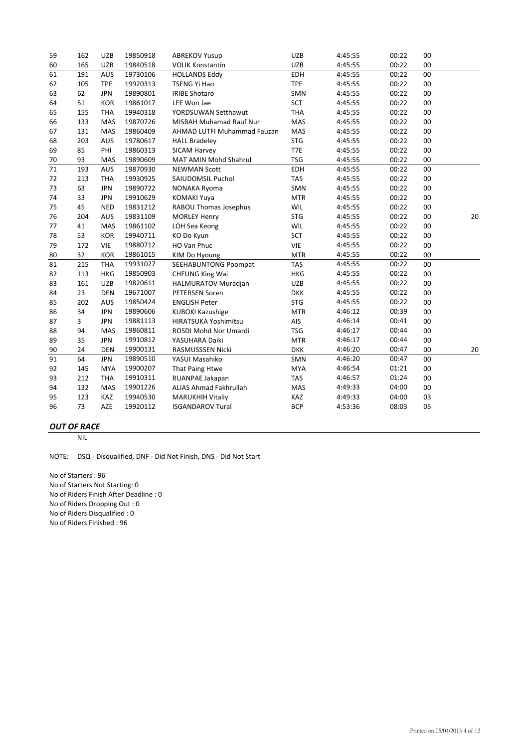| | | | | | | | | | |
|---|---|---|---|---|---|---|---|---|---|
| 59 | 162 | UZB | 19850918 | ABREKOV Yusup | UZB | 4:45:55 | 00:22 | 00 | |
| 60 | 165 | UZB | 19840518 | VOLIK Konstantin | UZB | 4:45:55 | 00:22 | 00 | |
| 61 | 191 | AUS | 19730106 | HOLLANDS Eddy | EDH | 4:45:55 | 00:22 | 00 | |
| 62 | 105 | TPE | 19920313 | TSENG Yi Hao | TPE | 4:45:55 | 00:22 | 00 | |
| 63 | 62 | JPN | 19890801 | IRIBE Shotaro | SMN | 4:45:55 | 00:22 | 00 | |
| 64 | 51 | KOR | 19861017 | LEE Won Jae | SCT | 4:45:55 | 00:22 | 00 | |
| 65 | 155 | THA | 19940318 | YORDSUWAN Setthawut | THA | 4:45:55 | 00:22 | 00 | |
| 66 | 133 | MAS | 19870726 | MISBAH Muhamad Rauf Nur | MAS | 4:45:55 | 00:22 | 00 | |
| 67 | 131 | MAS | 19860409 | AHMAD LUTFI Muhammad Fauzan | MAS | 4:45:55 | 00:22 | 00 | |
| 68 | 203 | AUS | 19780617 | HALL Bradeley | STG | 4:45:55 | 00:22 | 00 | |
| 69 | 85 | PHI | 19860313 | SICAM Harvey | T7E | 4:45:55 | 00:22 | 00 | |
| 70 | 93 | MAS | 19890609 | MAT AMIN Mohd Shahrul | TSG | 4:45:55 | 00:22 | 00 | |
| 71 | 193 | AUS | 19870930 | NEWMAN Scott | EDH | 4:45:55 | 00:22 | 00 | |
| 72 | 213 | THA | 19930925 | SAIUDOMSIL Puchol | TAS | 4:45:55 | 00:22 | 00 | |
| 73 | 63 | JPN | 19890722 | NONAKA Ryoma | SMN | 4:45:55 | 00:22 | 00 | |
| 74 | 33 | JPN | 19910629 | KOMAKI Yuya | MTR | 4:45:55 | 00:22 | 00 | |
| 75 | 45 | NED | 19831212 | RABOU Thomas Josephus | WIL | 4:45:55 | 00:22 | 00 | |
| 76 | 204 | AUS | 19831109 | MORLEY Henry | STG | 4:45:55 | 00:22 | 00 | 20 |
| 77 | 41 | MAS | 19861102 | LOH Sea Keong | WIL | 4:45:55 | 00:22 | 00 | |
| 78 | 53 | KOR | 19940711 | KO Do Kyun | SCT | 4:45:55 | 00:22 | 00 | |
| 79 | 172 | VIE | 19880712 | HO Van Phuc | VIE | 4:45:55 | 00:22 | 00 | |
| 80 | 32 | KOR | 19861015 | KIM Do Hyoung | MTR | 4:45:55 | 00:22 | 00 | |
| 81 | 215 | THA | 19931027 | SEEHABUNTONG Poompat | TAS | 4:45:55 | 00:22 | 00 | |
| 82 | 113 | HKG | 19850903 | CHEUNG King Wai | HKG | 4:45:55 | 00:22 | 00 | |
| 83 | 161 | UZB | 19820611 | HALMURATOV Muradjan | UZB | 4:45:55 | 00:22 | 00 | |
| 84 | 23 | DEN | 19671007 | PETERSEN Soren | DKK | 4:45:55 | 00:22 | 00 | |
| 85 | 202 | AUS | 19850424 | ENGLISH Peter | STG | 4:45:55 | 00:22 | 00 | |
| 86 | 34 | JPN | 19890606 | KUBOKI Kazushige | MTR | 4:46:12 | 00:39 | 00 | |
| 87 | 3 | JPN | 19881113 | HIRATSUKA Yoshimitsu | AIS | 4:46:14 | 00:41 | 00 | |
| 88 | 94 | MAS | 19860811 | ROSDI Mohd Nor Umardi | TSG | 4:46:17 | 00:44 | 00 | |
| 89 | 35 | JPN | 19910812 | YASUHARA Daiki | MTR | 4:46:17 | 00:44 | 00 | |
| 90 | 24 | DEN | 19900131 | RASMUSSSEN Nicki | DKK | 4:46:20 | 00:47 | 00 | 20 |
| 91 | 64 | JPN | 19890510 | YASUI Masahiko | SMN | 4:46:20 | 00:47 | 00 | |
| 92 | 145 | MYA | 19900207 | That Paing Htwe | MYA | 4:46:54 | 01:21 | 00 | |
| 93 | 212 | THA | 19910311 | RUANPAE Jakapan | TAS | 4:46:57 | 01:24 | 00 | |
| 94 | 132 | MAS | 19901226 | ALIAS Ahmad Fakhrullah | MAS | 4:49:33 | 04:00 | 00 | |
| 95 | 123 | KAZ | 19940530 | MARUKHIH Vitaliy | KAZ | 4:49:33 | 04:00 | 03 | |
| 96 | 73 | AZE | 19920112 | ISGANDAROV Tural | BCP | 4:53:36 | 08:03 | 05 | |

***OUT OF RACE***

NIL

NOTE: DSQ - Disqualified, DNF - Did Not Finish, DNS - Did Not Start

No of Starters : 96
No of Starters Not Starting: 0
No of Riders Finish After Deadline : 0
No of Riders Dropping Out : 0
No of Riders Disqualified : 0
No of Riders Finished : 96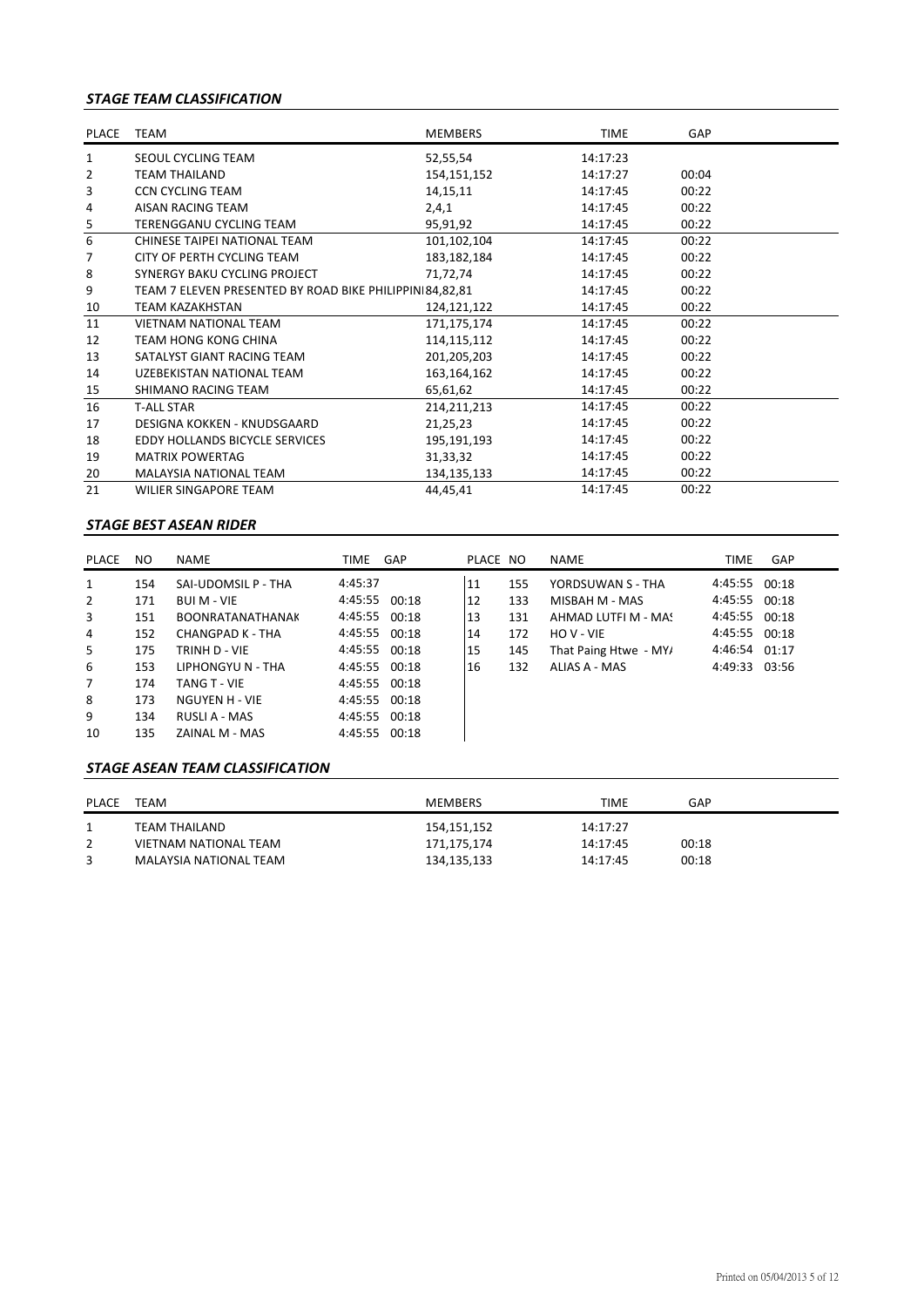### *STAGE TEAM CLASSIFICATION*

| PLACE | TEAM | MEMBERS | TIME | GAP |
|---|---|---|---|---|
| 1 | SEOUL CYCLING TEAM | 52,55,54 | 14:17:23 | |
| 2 | TEAM THAILAND | 154,151,152 | 14:17:27 | 00:04 |
| 3 | CCN CYCLING TEAM | 14,15,11 | 14:17:45 | 00:22 |
| 4 | AISAN RACING TEAM | 2,4,1 | 14:17:45 | 00:22 |
| 5 | TERENGGANU CYCLING TEAM | 95,91,92 | 14:17:45 | 00:22 |
| 6 | CHINESE TAIPEI NATIONAL TEAM | 101,102,104 | 14:17:45 | 00:22 |
| 7 | CITY OF PERTH CYCLING TEAM | 183,182,184 | 14:17:45 | 00:22 |
| 8 | SYNERGY BAKU CYCLING PROJECT | 71,72,74 | 14:17:45 | 00:22 |
| 9 | TEAM 7 ELEVEN PRESENTED BY ROAD BIKE PHILIPPINI | 84,82,81 | 14:17:45 | 00:22 |
| 10 | TEAM KAZAKHSTAN | 124,121,122 | 14:17:45 | 00:22 |
| 11 | VIETNAM NATIONAL TEAM | 171,175,174 | 14:17:45 | 00:22 |
| 12 | TEAM HONG KONG CHINA | 114,115,112 | 14:17:45 | 00:22 |
| 13 | SATALYST GIANT RACING TEAM | 201,205,203 | 14:17:45 | 00:22 |
| 14 | UZEBEKISTAN NATIONAL TEAM | 163,164,162 | 14:17:45 | 00:22 |
| 15 | SHIMANO RACING TEAM | 65,61,62 | 14:17:45 | 00:22 |
| 16 | T-ALL STAR | 214,211,213 | 14:17:45 | 00:22 |
| 17 | DESIGNA KOKKEN - KNUDSGAARD | 21,25,23 | 14:17:45 | 00:22 |
| 18 | EDDY HOLLANDS BICYCLE SERVICES | 195,191,193 | 14:17:45 | 00:22 |
| 19 | MATRIX POWERTAG | 31,33,32 | 14:17:45 | 00:22 |
| 20 | MALAYSIA NATIONAL TEAM | 134,135,133 | 14:17:45 | 00:22 |
| 21 | WILIER SINGAPORE TEAM | 44,45,41 | 14:17:45 | 00:22 |

### *STAGE BEST ASEAN RIDER*

| PLACE | NO | NAME | TIME | GAP |
|---|---|---|---|---|
| 1 | 154 | SAI-UDOMSIL P - THA | 4:45:37 | |
| 2 | 171 | BUI M - VIE | 4:45:55 | 00:18 |
| 3 | 151 | BOONRATANATHANAK | 4:45:55 | 00:18 |
| 4 | 152 | CHANGPAD K - THA | 4:45:55 | 00:18 |
| 5 | 175 | TRINH D - VIE | 4:45:55 | 00:18 |
| 6 | 153 | LIPHONGYU N - THA | 4:45:55 | 00:18 |
| 7 | 174 | TANG T - VIE | 4:45:55 | 00:18 |
| 8 | 173 | NGUYEN H - VIE | 4:45:55 | 00:18 |
| 9 | 134 | RUSLI A - MAS | 4:45:55 | 00:18 |
| 10 | 135 | ZAINAL M - MAS | 4:45:55 | 00:18 |
| 11 | 155 | YORDSUWAN S - THA | 4:45:55 | 00:18 |
| 12 | 133 | MISBAH M - MAS | 4:45:55 | 00:18 |
| 13 | 131 | AHMAD LUTFI M - MAS | 4:45:55 | 00:18 |
| 14 | 172 | HO V - VIE | 4:45:55 | 00:18 |
| 15 | 145 | That Paing Htwe - MYA | 4:46:54 | 01:17 |
| 16 | 132 | ALIAS A - MAS | 4:49:33 | 03:56 |

### *STAGE ASEAN TEAM CLASSIFICATION*

| PLACE | TEAM | MEMBERS | TIME | GAP |
|---|---|---|---|---|
| 1 | TEAM THAILAND | 154,151,152 | 14:17:27 | |
| 2 | VIETNAM NATIONAL TEAM | 171,175,174 | 14:17:45 | 00:18 |
| 3 | MALAYSIA NATIONAL TEAM | 134,135,133 | 14:17:45 | 00:18 |

Printed on 05/04/2013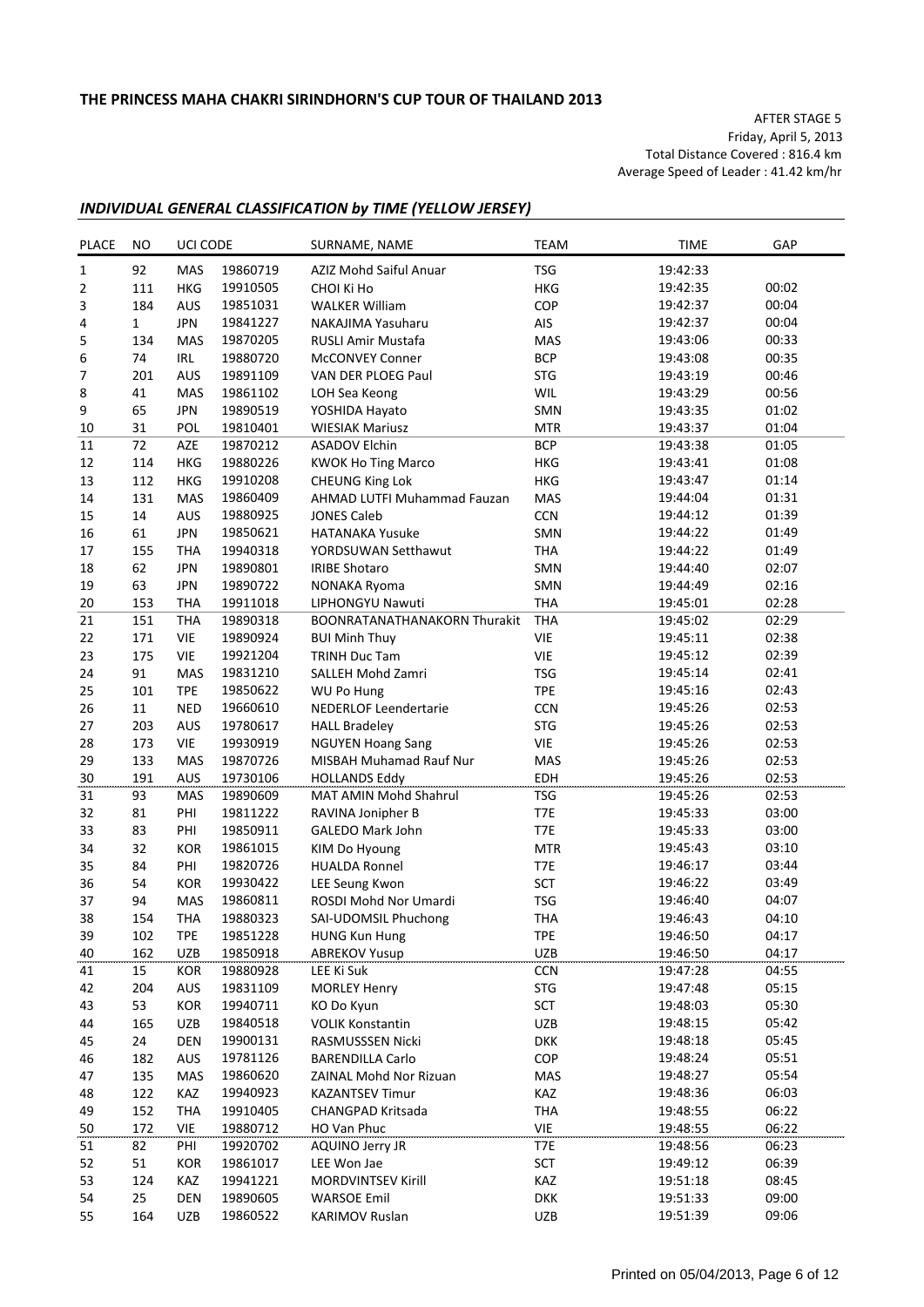# THE PRINCESS MAHA CHAKRI SIRINDHORN'S CUP TOUR OF THAILAND 2013

AFTER STAGE 5
Friday, April 5, 2013
Total Distance Covered : 816.4 km
Average Speed of Leader : 41.42 km/hr

## *INDIVIDUAL GENERAL CLASSIFICATION by TIME (YELLOW JERSEY)*

| PLACE | NO | UCI CODE | | SURNAME, NAME | TEAM | TIME | GAP |
|---|---|---|---|---|---|---|---|
| 1 | 92 | MAS | 19860719 | AZIZ Mohd Saiful Anuar | TSG | 19:42:33 | |
| 2 | 111 | HKG | 19910505 | CHOI Ki Ho | HKG | 19:42:35 | 00:02 |
| 3 | 184 | AUS | 19851031 | WALKER William | COP | 19:42:37 | 00:04 |
| 4 | 1 | JPN | 19841227 | NAKAJIMA Yasuharu | AIS | 19:42:37 | 00:04 |
| 5 | 134 | MAS | 19870205 | RUSLI Amir Mustafa | MAS | 19:43:06 | 00:33 |
| 6 | 74 | IRL | 19880720 | McCONVEY Conner | BCP | 19:43:08 | 00:35 |
| 7 | 201 | AUS | 19891109 | VAN DER PLOEG Paul | STG | 19:43:19 | 00:46 |
| 8 | 41 | MAS | 19861102 | LOH Sea Keong | WIL | 19:43:29 | 00:56 |
| 9 | 65 | JPN | 19890519 | YOSHIDA Hayato | SMN | 19:43:35 | 01:02 |
| 10 | 31 | POL | 19810401 | WIESIAK Mariusz | MTR | 19:43:37 | 01:04 |
| 11 | 72 | AZE | 19870212 | ASADOV Elchin | BCP | 19:43:38 | 01:05 |
| 12 | 114 | HKG | 19880226 | KWOK Ho Ting Marco | HKG | 19:43:41 | 01:08 |
| 13 | 112 | HKG | 19910208 | CHEUNG King Lok | HKG | 19:43:47 | 01:14 |
| 14 | 131 | MAS | 19860409 | AHMAD LUTFI Muhammad Fauzan | MAS | 19:44:04 | 01:31 |
| 15 | 14 | AUS | 19880925 | JONES Caleb | CCN | 19:44:12 | 01:39 |
| 16 | 61 | JPN | 19850621 | HATANAKA Yusuke | SMN | 19:44:22 | 01:49 |
| 17 | 155 | THA | 19940318 | YORDSUWAN Setthawut | THA | 19:44:22 | 01:49 |
| 18 | 62 | JPN | 19890801 | IRIBE Shotaro | SMN | 19:44:40 | 02:07 |
| 19 | 63 | JPN | 19890722 | NONAKA Ryoma | SMN | 19:44:49 | 02:16 |
| 20 | 153 | THA | 19911018 | LIPHONGYU Nawuti | THA | 19:45:01 | 02:28 |
| 21 | 151 | THA | 19890318 | BOONRATANATHANAKORN Thurakit | THA | 19:45:02 | 02:29 |
| 22 | 171 | VIE | 19890924 | BUI Minh Thuy | VIE | 19:45:11 | 02:38 |
| 23 | 175 | VIE | 19921204 | TRINH Duc Tam | VIE | 19:45:12 | 02:39 |
| 24 | 91 | MAS | 19831210 | SALLEH Mohd Zamri | TSG | 19:45:14 | 02:41 |
| 25 | 101 | TPE | 19850622 | WU Po Hung | TPE | 19:45:16 | 02:43 |
| 26 | 11 | NED | 19660610 | NEDERLOF Leendertarie | CCN | 19:45:26 | 02:53 |
| 27 | 203 | AUS | 19780617 | HALL Bradeley | STG | 19:45:26 | 02:53 |
| 28 | 173 | VIE | 19930919 | NGUYEN Hoang Sang | VIE | 19:45:26 | 02:53 |
| 29 | 133 | MAS | 19870726 | MISBAH Muhamad Rauf Nur | MAS | 19:45:26 | 02:53 |
| 30 | 191 | AUS | 19730106 | HOLLANDS Eddy | EDH | 19:45:26 | 02:53 |
| 31 | 93 | MAS | 19890609 | MAT AMIN Mohd Shahrul | TSG | 19:45:26 | 02:53 |
| 32 | 81 | PHI | 19811222 | RAVINA Jonipher B | T7E | 19:45:33 | 03:00 |
| 33 | 83 | PHI | 19850911 | GALEDO Mark John | T7E | 19:45:33 | 03:00 |
| 34 | 32 | KOR | 19861015 | KIM Do Hyoung | MTR | 19:45:43 | 03:10 |
| 35 | 84 | PHI | 19820726 | HUALDA Ronnel | T7E | 19:46:17 | 03:44 |
| 36 | 54 | KOR | 19930422 | LEE Seung Kwon | SCT | 19:46:22 | 03:49 |
| 37 | 94 | MAS | 19860811 | ROSDI Mohd Nor Umardi | TSG | 19:46:40 | 04:07 |
| 38 | 154 | THA | 19880323 | SAI-UDOMSIL Phuchong | THA | 19:46:43 | 04:10 |
| 39 | 102 | TPE | 19851228 | HUNG Kun Hung | TPE | 19:46:50 | 04:17 |
| 40 | 162 | UZB | 19850918 | ABREKOV Yusup | UZB | 19:46:50 | 04:17 |
| 41 | 15 | KOR | 19880928 | LEE Ki Suk | CCN | 19:47:28 | 04:55 |
| 42 | 204 | AUS | 19831109 | MORLEY Henry | STG | 19:47:48 | 05:15 |
| 43 | 53 | KOR | 19940711 | KO Do Kyun | SCT | 19:48:03 | 05:30 |
| 44 | 165 | UZB | 19840518 | VOLIK Konstantin | UZB | 19:48:15 | 05:42 |
| 45 | 24 | DEN | 19900131 | RASMUSSSEN Nicki | DKK | 19:48:18 | 05:45 |
| 46 | 182 | AUS | 19781126 | BARENDILLA Carlo | COP | 19:48:24 | 05:51 |
| 47 | 135 | MAS | 19860620 | ZAINAL Mohd Nor Rizuan | MAS | 19:48:27 | 05:54 |
| 48 | 122 | KAZ | 19940923 | KAZANTSEV Timur | KAZ | 19:48:36 | 06:03 |
| 49 | 152 | THA | 19910405 | CHANGPAD Kritsada | THA | 19:48:55 | 06:22 |
| 50 | 172 | VIE | 19880712 | HO Van Phuc | VIE | 19:48:55 | 06:22 |
| 51 | 82 | PHI | 19920702 | AQUINO Jerry JR | T7E | 19:48:56 | 06:23 |
| 52 | 51 | KOR | 19861017 | LEE Won Jae | SCT | 19:49:12 | 06:39 |
| 53 | 124 | KAZ | 19941221 | MORDVINTSEV Kirill | KAZ | 19:51:18 | 08:45 |
| 54 | 25 | DEN | 19890605 | WARSOE Emil | DKK | 19:51:33 | 09:00 |
| 55 | 164 | UZB | 19860522 | KARIMOV Ruslan | UZB | 19:51:39 | 09:06 |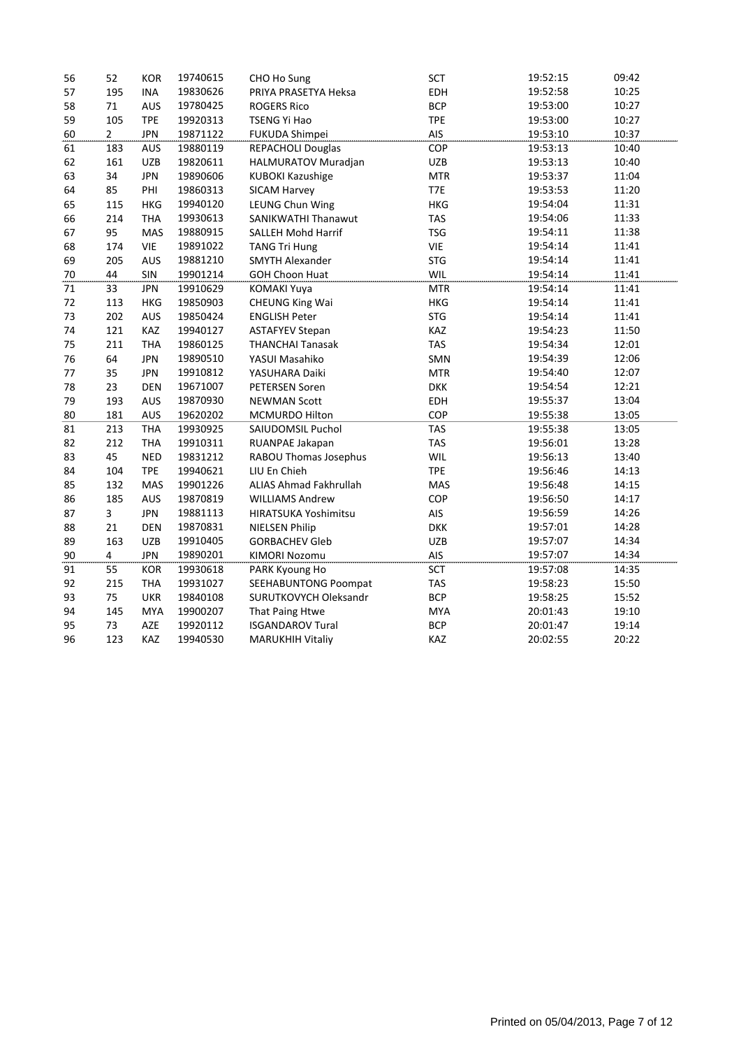| | | | | | | | |
|---|---|---|---|---|---|---|---|
| 56 | 52 | KOR | 19740615 | CHO Ho Sung | SCT | 19:52:15 | 09:42 |
| 57 | 195 | INA | 19830626 | PRIYA PRASETYA Heksa | EDH | 19:52:58 | 10:25 |
| 58 | 71 | AUS | 19780425 | ROGERS Rico | BCP | 19:53:00 | 10:27 |
| 59 | 105 | TPE | 19920313 | TSENG Yi Hao | TPE | 19:53:00 | 10:27 |
| 60 | 2 | JPN | 19871122 | FUKUDA Shimpei | AIS | 19:53:10 | 10:37 |
| 61 | 183 | AUS | 19880119 | REPACHOLI Douglas | COP | 19:53:13 | 10:40 |
| 62 | 161 | UZB | 19820611 | HALMURATOV Muradjan | UZB | 19:53:13 | 10:40 |
| 63 | 34 | JPN | 19890606 | KUBOKI Kazushige | MTR | 19:53:37 | 11:04 |
| 64 | 85 | PHI | 19860313 | SICAM Harvey | T7E | 19:53:53 | 11:20 |
| 65 | 115 | HKG | 19940120 | LEUNG Chun Wing | HKG | 19:54:04 | 11:31 |
| 66 | 214 | THA | 19930613 | SANIKWATHI Thanawut | TAS | 19:54:06 | 11:33 |
| 67 | 95 | MAS | 19880915 | SALLEH Mohd Harrif | TSG | 19:54:11 | 11:38 |
| 68 | 174 | VIE | 19891022 | TANG Tri Hung | VIE | 19:54:14 | 11:41 |
| 69 | 205 | AUS | 19881210 | SMYTH Alexander | STG | 19:54:14 | 11:41 |
| 70 | 44 | SIN | 19901214 | GOH Choon Huat | WIL | 19:54:14 | 11:41 |
| 71 | 33 | JPN | 19910629 | KOMAKI Yuya | MTR | 19:54:14 | 11:41 |
| 72 | 113 | HKG | 19850903 | CHEUNG King Wai | HKG | 19:54:14 | 11:41 |
| 73 | 202 | AUS | 19850424 | ENGLISH Peter | STG | 19:54:14 | 11:41 |
| 74 | 121 | KAZ | 19940127 | ASTAFYEV Stepan | KAZ | 19:54:23 | 11:50 |
| 75 | 211 | THA | 19860125 | THANCHAI Tanasak | TAS | 19:54:34 | 12:01 |
| 76 | 64 | JPN | 19890510 | YASUI Masahiko | SMN | 19:54:39 | 12:06 |
| 77 | 35 | JPN | 19910812 | YASUHARA Daiki | MTR | 19:54:40 | 12:07 |
| 78 | 23 | DEN | 19671007 | PETERSEN Soren | DKK | 19:54:54 | 12:21 |
| 79 | 193 | AUS | 19870930 | NEWMAN Scott | EDH | 19:55:37 | 13:04 |
| 80 | 181 | AUS | 19620202 | MCMURDO Hilton | COP | 19:55:38 | 13:05 |
| 81 | 213 | THA | 19930925 | SAIUDOMSIL Puchol | TAS | 19:55:38 | 13:05 |
| 82 | 212 | THA | 19910311 | RUANPAE Jakapan | TAS | 19:56:01 | 13:28 |
| 83 | 45 | NED | 19831212 | RABOU Thomas Josephus | WIL | 19:56:13 | 13:40 |
| 84 | 104 | TPE | 19940621 | LIU En Chieh | TPE | 19:56:46 | 14:13 |
| 85 | 132 | MAS | 19901226 | ALIAS Ahmad Fakhrullah | MAS | 19:56:48 | 14:15 |
| 86 | 185 | AUS | 19870819 | WILLIAMS Andrew | COP | 19:56:50 | 14:17 |
| 87 | 3 | JPN | 19881113 | HIRATSUKA Yoshimitsu | AIS | 19:56:59 | 14:26 |
| 88 | 21 | DEN | 19870831 | NIELSEN Philip | DKK | 19:57:01 | 14:28 |
| 89 | 163 | UZB | 19910405 | GORBACHEV Gleb | UZB | 19:57:07 | 14:34 |
| 90 | 4 | JPN | 19890201 | KIMORI Nozomu | AIS | 19:57:07 | 14:34 |
| 91 | 55 | KOR | 19930618 | PARK Kyoung Ho | SCT | 19:57:08 | 14:35 |
| 92 | 215 | THA | 19931027 | SEEHABUNTONG Poompat | TAS | 19:58:23 | 15:50 |
| 93 | 75 | UKR | 19840108 | SURUTKOVYCH Oleksandr | BCP | 19:58:25 | 15:52 |
| 94 | 145 | MYA | 19900207 | That Paing Htwe | MYA | 20:01:43 | 19:10 |
| 95 | 73 | AZE | 19920112 | ISGANDAROV Tural | BCP | 20:01:47 | 19:14 |
| 96 | 123 | KAZ | 19940530 | MARUKHIH Vitaliy | KAZ | 20:02:55 | 20:22 |

Printed on 05/04/2013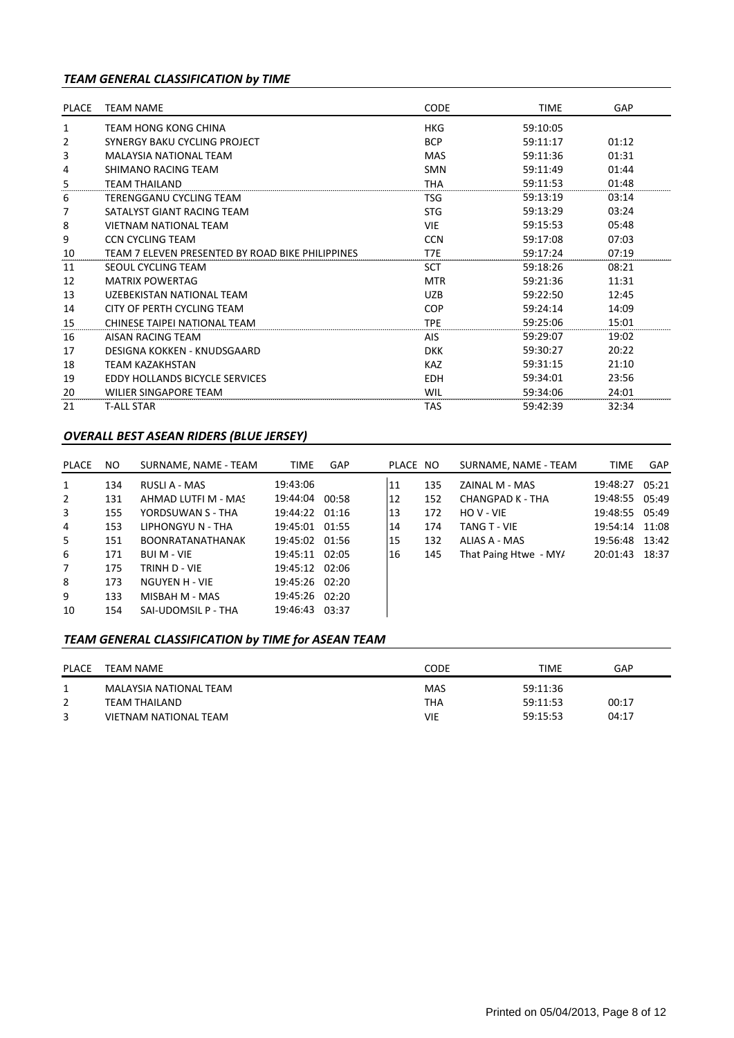### *TEAM GENERAL CLASSIFICATION by TIME*

| PLACE | TEAM NAME | CODE | TIME | GAP |
|---|---|---|---|---|
| 1 | TEAM HONG KONG CHINA | HKG | 59:10:05 | |
| 2 | SYNERGY BAKU CYCLING PROJECT | BCP | 59:11:17 | 01:12 |
| 3 | MALAYSIA NATIONAL TEAM | MAS | 59:11:36 | 01:31 |
| 4 | SHIMANO RACING TEAM | SMN | 59:11:49 | 01:44 |
| 5 | TEAM THAILAND | THA | 59:11:53 | 01:48 |
| 6 | TERENGGANU CYCLING TEAM | TSG | 59:13:19 | 03:14 |
| 7 | SATALYST GIANT RACING TEAM | STG | 59:13:29 | 03:24 |
| 8 | VIETNAM NATIONAL TEAM | VIE | 59:15:53 | 05:48 |
| 9 | CCN CYCLING TEAM | CCN | 59:17:08 | 07:03 |
| 10 | TEAM 7 ELEVEN PRESENTED BY ROAD BIKE PHILIPPINES | T7E | 59:17:24 | 07:19 |
| 11 | SEOUL CYCLING TEAM | SCT | 59:18:26 | 08:21 |
| 12 | MATRIX POWERTAG | MTR | 59:21:36 | 11:31 |
| 13 | UZEBEKISTAN NATIONAL TEAM | UZB | 59:22:50 | 12:45 |
| 14 | CITY OF PERTH CYCLING TEAM | COP | 59:24:14 | 14:09 |
| 15 | CHINESE TAIPEI NATIONAL TEAM | TPE | 59:25:06 | 15:01 |
| 16 | AISAN RACING TEAM | AIS | 59:29:07 | 19:02 |
| 17 | DESIGNA KOKKEN - KNUDSGAARD | DKK | 59:30:27 | 20:22 |
| 18 | TEAM KAZAKHSTAN | KAZ | 59:31:15 | 21:10 |
| 19 | EDDY HOLLANDS BICYCLE SERVICES | EDH | 59:34:01 | 23:56 |
| 20 | WILIER SINGAPORE TEAM | WIL | 59:34:06 | 24:01 |
| 21 | T-ALL STAR | TAS | 59:42:39 | 32:34 |

### *OVERALL BEST ASEAN RIDERS (BLUE JERSEY)*

| PLACE | NO | SURNAME, NAME - TEAM | TIME | GAP |
|---|---|---|---|---|
| 1 | 134 | RUSLI A - MAS | 19:43:06 | |
| 2 | 131 | AHMAD LUTFI M - MAS | 19:44:04 | 00:58 |
| 3 | 155 | YORDSUWAN S - THA | 19:44:22 | 01:16 |
| 4 | 153 | LIPHONGYU N - THA | 19:45:01 | 01:55 |
| 5 | 151 | BOONRATANATHANAK | 19:45:02 | 01:56 |
| 6 | 171 | BUI M - VIE | 19:45:11 | 02:05 |
| 7 | 175 | TRINH D - VIE | 19:45:12 | 02:06 |
| 8 | 173 | NGUYEN H - VIE | 19:45:26 | 02:20 |
| 9 | 133 | MISBAH M - MAS | 19:45:26 | 02:20 |
| 10 | 154 | SAI-UDOMSIL P - THA | 19:46:43 | 03:37 |
| 11 | 135 | ZAINAL M - MAS | 19:48:27 | 05:21 |
| 12 | 152 | CHANGPAD K - THA | 19:48:55 | 05:49 |
| 13 | 172 | HO V - VIE | 19:48:55 | 05:49 |
| 14 | 174 | TANG T - VIE | 19:54:14 | 11:08 |
| 15 | 132 | ALIAS A - MAS | 19:56:48 | 13:42 |
| 16 | 145 | That Paing Htwe - MYA | 20:01:43 | 18:37 |

### *TEAM GENERAL CLASSIFICATION by TIME for ASEAN TEAM*

| PLACE | TEAM NAME | CODE | TIME | GAP |
|---|---|---|---|---|
| 1 | MALAYSIA NATIONAL TEAM | MAS | 59:11:36 | |
| 2 | TEAM THAILAND | THA | 59:11:53 | 00:17 |
| 3 | VIETNAM NATIONAL TEAM | VIE | 59:15:53 | 04:17 |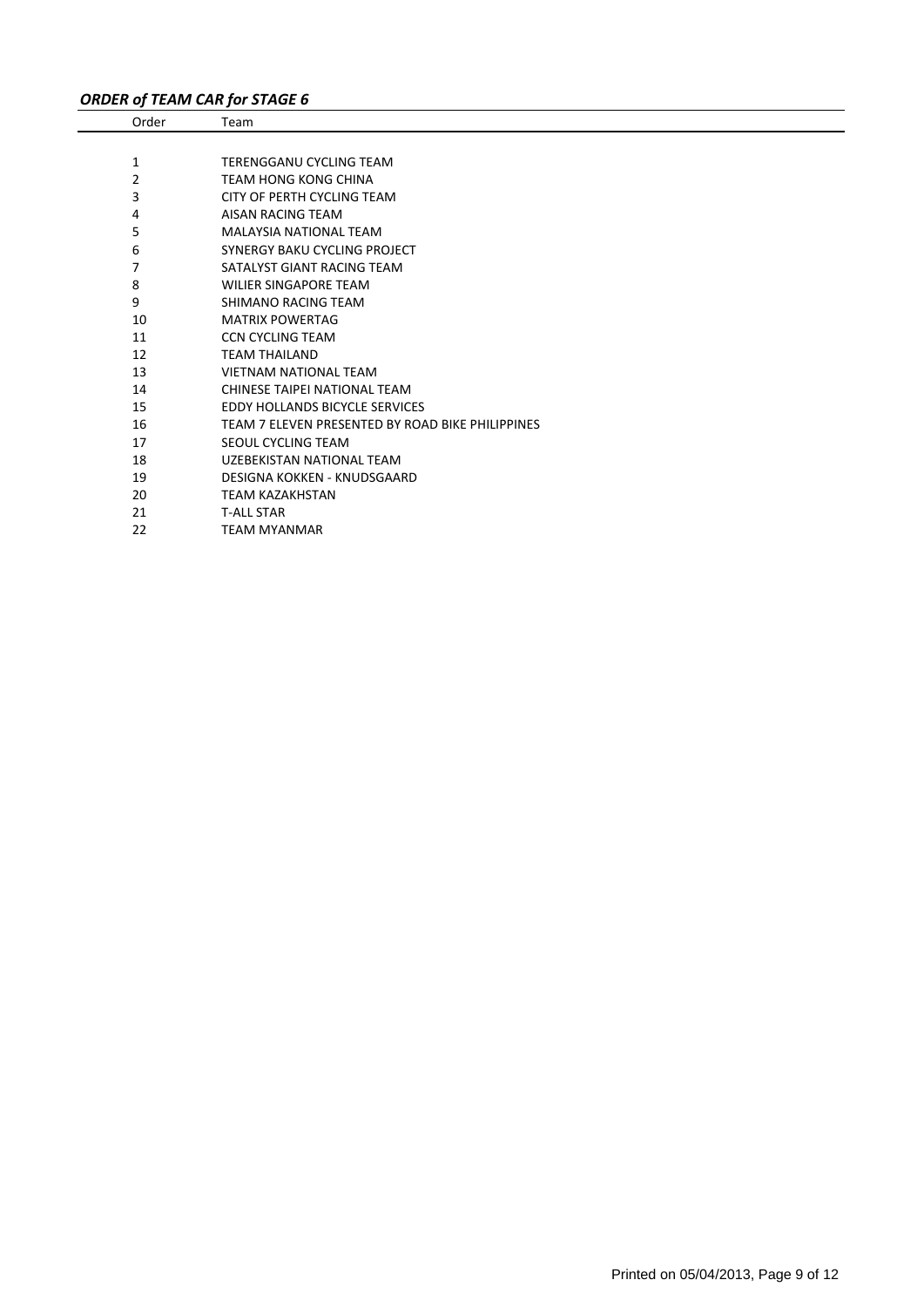***ORDER of TEAM CAR for STAGE 6***

| Order | Team |
|---|---|
| 1 | TERENGGANU CYCLING TEAM |
| 2 | TEAM HONG KONG CHINA |
| 3 | CITY OF PERTH CYCLING TEAM |
| 4 | AISAN RACING TEAM |
| 5 | MALAYSIA NATIONAL TEAM |
| 6 | SYNERGY BAKU CYCLING PROJECT |
| 7 | SATALYST GIANT RACING TEAM |
| 8 | WILIER SINGAPORE TEAM |
| 9 | SHIMANO RACING TEAM |
| 10 | MATRIX POWERTAG |
| 11 | CCN CYCLING TEAM |
| 12 | TEAM THAILAND |
| 13 | VIETNAM NATIONAL TEAM |
| 14 | CHINESE TAIPEI NATIONAL TEAM |
| 15 | EDDY HOLLANDS BICYCLE SERVICES |
| 16 | TEAM 7 ELEVEN PRESENTED BY ROAD BIKE PHILIPPINES |
| 17 | SEOUL CYCLING TEAM |
| 18 | UZEBEKISTAN NATIONAL TEAM |
| 19 | DESIGNA KOKKEN - KNUDSGAARD |
| 20 | TEAM KAZAKHSTAN |
| 21 | T-ALL STAR |
| 22 | TEAM MYANMAR |

Printed on 05/04/2013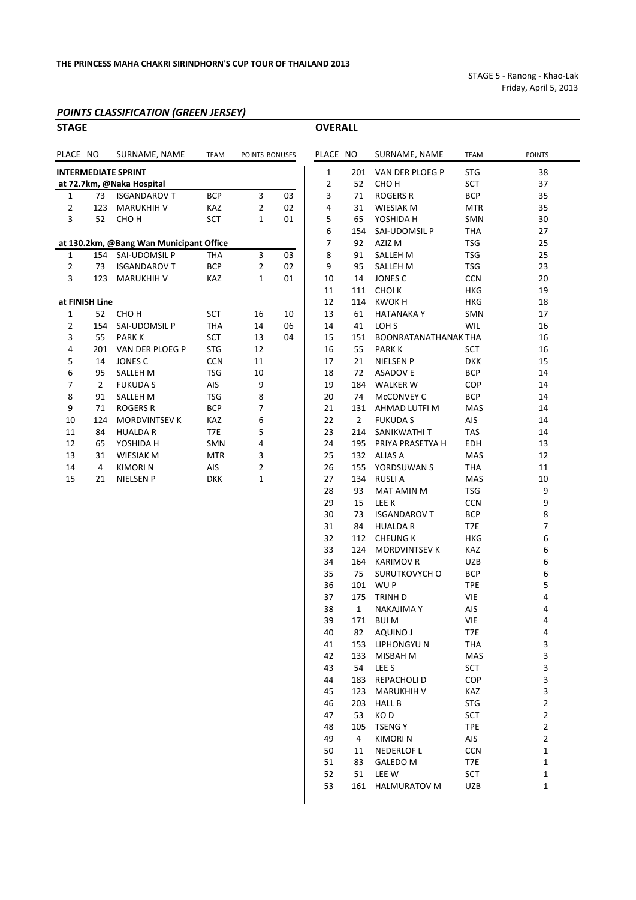**THE PRINCESS MAHA CHAKRI SIRINDHORN'S CUP TOUR OF THAILAND 2013**

STAGE 5 - Ranong - Khao-Lak
Friday, April 5, 2013

## *POINTS CLASSIFICATION (GREEN JERSEY)*

### STAGE

| PLACE | NO | SURNAME, NAME | TEAM | POINTS | BONUSES |
|---|---|---|---|---|---|
| **INTERMEDIATE SPRINT** | | | | | |
| **at 72.7km, @Naka Hospital** | | | | | |
| 1 | 73 | ISGANDAROV T | BCP | 3 | 03 |
| 2 | 123 | MARUKHIH V | KAZ | 2 | 02 |
| 3 | 52 | CHO H | SCT | 1 | 01 |
| **at 130.2km, @Bang Wan Municipant Office** | | | | | |
| 1 | 154 | SAI-UDOMSIL P | THA | 3 | 03 |
| 2 | 73 | ISGANDAROV T | BCP | 2 | 02 |
| 3 | 123 | MARUKHIH V | KAZ | 1 | 01 |
| **at FINISH Line** | | | | | |
| 1 | 52 | CHO H | SCT | 16 | 10 |
| 2 | 154 | SAI-UDOMSIL P | THA | 14 | 06 |
| 3 | 55 | PARK K | SCT | 13 | 04 |
| 4 | 201 | VAN DER PLOEG P | STG | 12 | |
| 5 | 14 | JONES C | CCN | 11 | |
| 6 | 95 | SALLEH M | TSG | 10 | |
| 7 | 2 | FUKUDA S | AIS | 9 | |
| 8 | 91 | SALLEH M | TSG | 8 | |
| 9 | 71 | ROGERS R | BCP | 7 | |
| 10 | 124 | MORDVINTSEV K | KAZ | 6 | |
| 11 | 84 | HUALDA R | T7E | 5 | |
| 12 | 65 | YOSHIDA H | SMN | 4 | |
| 13 | 31 | WIESIAK M | MTR | 3 | |
| 14 | 4 | KIMORI N | AIS | 2 | |
| 15 | 21 | NIELSEN P | DKK | 1 | |

### OVERALL

| PLACE | NO | SURNAME, NAME | TEAM | POINTS |
|---|---|---|---|---|
| 1 | 201 | VAN DER PLOEG P | STG | 38 |
| 2 | 52 | CHO H | SCT | 37 |
| 3 | 71 | ROGERS R | BCP | 35 |
| 4 | 31 | WIESIAK M | MTR | 35 |
| 5 | 65 | YOSHIDA H | SMN | 30 |
| 6 | 154 | SAI-UDOMSIL P | THA | 27 |
| 7 | 92 | AZIZ M | TSG | 25 |
| 8 | 91 | SALLEH M | TSG | 25 |
| 9 | 95 | SALLEH M | TSG | 23 |
| 10 | 14 | JONES C | CCN | 20 |
| 11 | 111 | CHOI K | HKG | 19 |
| 12 | 114 | KWOK H | HKG | 18 |
| 13 | 61 | HATANAKA Y | SMN | 17 |
| 14 | 41 | LOH S | WIL | 16 |
| 15 | 151 | BOONRATANATHANAK | THA | 16 |
| 16 | 55 | PARK K | SCT | 16 |
| 17 | 21 | NIELSEN P | DKK | 15 |
| 18 | 72 | ASADOV E | BCP | 14 |
| 19 | 184 | WALKER W | COP | 14 |
| 20 | 74 | McCONVEY C | BCP | 14 |
| 21 | 131 | AHMAD LUTFI M | MAS | 14 |
| 22 | 2 | FUKUDA S | AIS | 14 |
| 23 | 214 | SANIKWATHI T | TAS | 14 |
| 24 | 195 | PRIYA PRASETYA H | EDH | 13 |
| 25 | 132 | ALIAS A | MAS | 12 |
| 26 | 155 | YORDSUWAN S | THA | 11 |
| 27 | 134 | RUSLI A | MAS | 10 |
| 28 | 93 | MAT AMIN M | TSG | 9 |
| 29 | 15 | LEE K | CCN | 9 |
| 30 | 73 | ISGANDAROV T | BCP | 8 |
| 31 | 84 | HUALDA R | T7E | 7 |
| 32 | 112 | CHEUNG K | HKG | 6 |
| 33 | 124 | MORDVINTSEV K | KAZ | 6 |
| 34 | 164 | KARIMOV R | UZB | 6 |
| 35 | 75 | SURUTKOVYCH O | BCP | 6 |
| 36 | 101 | WU P | TPE | 5 |
| 37 | 175 | TRINH D | VIE | 4 |
| 38 | 1 | NAKAJIMA Y | AIS | 4 |
| 39 | 171 | BUI M | VIE | 4 |
| 40 | 82 | AQUINO J | T7E | 4 |
| 41 | 153 | LIPHONGYU N | THA | 3 |
| 42 | 133 | MISBAH M | MAS | 3 |
| 43 | 54 | LEE S | SCT | 3 |
| 44 | 183 | REPACHOLI D | COP | 3 |
| 45 | 123 | MARUKHIH V | KAZ | 3 |
| 46 | 203 | HALL B | STG | 2 |
| 47 | 53 | KO D | SCT | 2 |
| 48 | 105 | TSENG Y | TPE | 2 |
| 49 | 4 | KIMORI N | AIS | 2 |
| 50 | 11 | NEDERLOF L | CCN | 1 |
| 51 | 83 | GALEDO M | T7E | 1 |
| 52 | 51 | LEE W | SCT | 1 |
| 53 | 161 | HALMURATOV M | UZB | 1 |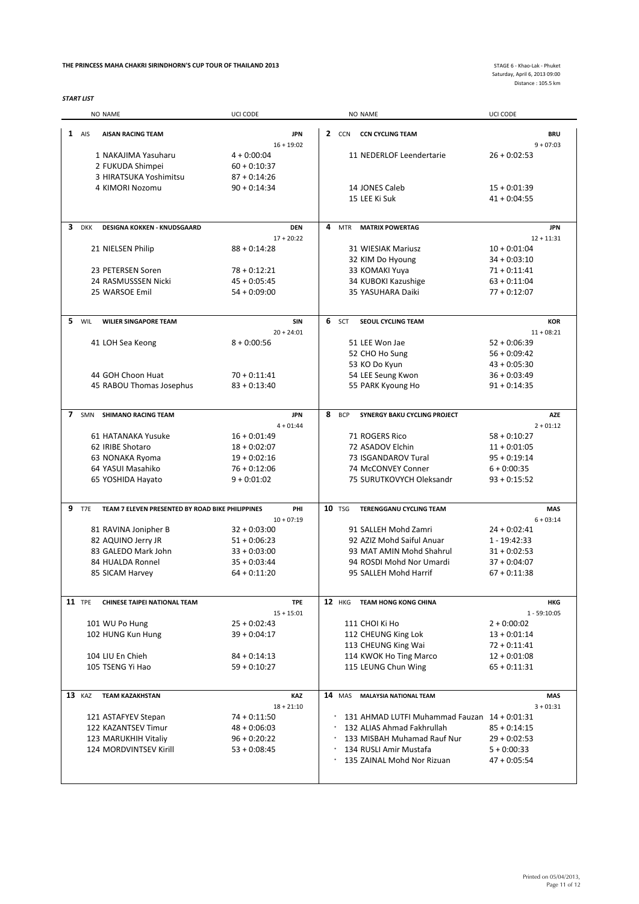**THE PRINCESS MAHA CHAKRI SIRINDHORN'S CUP TOUR OF THAILAND 2013**

STAGE 6 - Khao-Lak - Phuket
Saturday, April 6, 2013 09:00
Distance : 105.5 km

***START LIST***

| NO | NAME | UCI CODE |
|---|---|---|
| **1** AIS | **AISAN RACING TEAM** | **JPN** |
| | | 16 + 19:02 |
| 1 | NAKAJIMA Yasuharu | 4 + 0:00:04 |
| 2 | FUKUDA Shimpei | 60 + 0:10:37 |
| 3 | HIRATSUKA Yoshimitsu | 87 + 0:14:26 |
| 4 | KIMORI Nozomu | 90 + 0:14:34 |
| **2** CCN | **CCN CYCLING TEAM** | **BRU** |
| | | 9 + 07:03 |
| 11 | NEDERLOF Leendertarie | 26 + 0:02:53 |
| 14 | JONES Caleb | 15 + 0:01:39 |
| 15 | LEE Ki Suk | 41 + 0:04:55 |
| **3** DKK | **DESIGNA KOKKEN - KNUDSGAARD** | **DEN** |
| | | 17 + 20:22 |
| 21 | NIELSEN Philip | 88 + 0:14:28 |
| 23 | PETERSEN Soren | 78 + 0:12:21 |
| 24 | RASMUSSSEN Nicki | 45 + 0:05:45 |
| 25 | WARSOE Emil | 54 + 0:09:00 |
| **4** MTR | **MATRIX POWERTAG** | **JPN** |
| | | 12 + 11:31 |
| 31 | WIESIAK Mariusz | 10 + 0:01:04 |
| 32 | KIM Do Hyoung | 34 + 0:03:10 |
| 33 | KOMAKI Yuya | 71 + 0:11:41 |
| 34 | KUBOKI Kazushige | 63 + 0:11:04 |
| 35 | YASUHARA Daiki | 77 + 0:12:07 |
| **5** WIL | **WILIER SINGAPORE TEAM** | **SIN** |
| | | 20 + 24:01 |
| 41 | LOH Sea Keong | 8 + 0:00:56 |
| 44 | GOH Choon Huat | 70 + 0:11:41 |
| 45 | RABOU Thomas Josephus | 83 + 0:13:40 |
| **6** SCT | **SEOUL CYCLING TEAM** | **KOR** |
| | | 11 + 08:21 |
| 51 | LEE Won Jae | 52 + 0:06:39 |
| 52 | CHO Ho Sung | 56 + 0:09:42 |
| 53 | KO Do Kyun | 43 + 0:05:30 |
| 54 | LEE Seung Kwon | 36 + 0:03:49 |
| 55 | PARK Kyoung Ho | 91 + 0:14:35 |
| **7** SMN | **SHIMANO RACING TEAM** | **JPN** |
| | | 4 + 01:44 |
| 61 | HATANAKA Yusuke | 16 + 0:01:49 |
| 62 | IRIBE Shotaro | 18 + 0:02:07 |
| 63 | NONAKA Ryoma | 19 + 0:02:16 |
| 64 | YASUI Masahiko | 76 + 0:12:06 |
| 65 | YOSHIDA Hayato | 9 + 0:01:02 |
| **8** BCP | **SYNERGY BAKU CYCLING PROJECT** | **AZE** |
| | | 2 + 01:12 |
| 71 | ROGERS Rico | 58 + 0:10:27 |
| 72 | ASADOV Elchin | 11 + 0:01:05 |
| 73 | ISGANDAROV Tural | 95 + 0:19:14 |
| 74 | McCONVEY Conner | 6 + 0:00:35 |
| 75 | SURUTKOVYCH Oleksandr | 93 + 0:15:52 |
| **9** T7E | **TEAM 7 ELEVEN PRESENTED BY ROAD BIKE PHILIPPINES** | **PHI** |
| | | 10 + 07:19 |
| 81 | RAVINA Jonipher B | 32 + 0:03:00 |
| 82 | AQUINO Jerry JR | 51 + 0:06:23 |
| 83 | GALEDO Mark John | 33 + 0:03:00 |
| 84 | HUALDA Ronnel | 35 + 0:03:44 |
| 85 | SICAM Harvey | 64 + 0:11:20 |
| **10** TSG | **TERENGGANU CYCLING TEAM** | **MAS** |
| | | 6 + 03:14 |
| 91 | SALLEH Mohd Zamri | 24 + 0:02:41 |
| 92 | AZIZ Mohd Saiful Anuar | 1 - 19:42:33 |
| 93 | MAT AMIN Mohd Shahrul | 31 + 0:02:53 |
| 94 | ROSDI Mohd Nor Umardi | 37 + 0:04:07 |
| 95 | SALLEH Mohd Harrif | 67 + 0:11:38 |
| **11** TPE | **CHINESE TAIPEI NATIONAL TEAM** | **TPE** |
| | | 15 + 15:01 |
| 101 | WU Po Hung | 25 + 0:02:43 |
| 102 | HUNG Kun Hung | 39 + 0:04:17 |
| 104 | LIU En Chieh | 84 + 0:14:13 |
| 105 | TSENG Yi Hao | 59 + 0:10:27 |
| **12** HKG | **TEAM HONG KONG CHINA** | **HKG** |
| | | 1 - 59:10:05 |
| 111 | CHOI Ki Ho | 2 + 0:00:02 |
| 112 | CHEUNG King Lok | 13 + 0:01:14 |
| 113 | CHEUNG King Wai | 72 + 0:11:41 |
| 114 | KWOK Ho Ting Marco | 12 + 0:01:08 |
| 115 | LEUNG Chun Wing | 65 + 0:11:31 |
| **13** KAZ | **TEAM KAZAKHSTAN** | **KAZ** |
| | | 18 + 21:10 |
| 121 | ASTAFYEV Stepan | 74 + 0:11:50 |
| 122 | KAZANTSEV Timur | 48 + 0:06:03 |
| 123 | MARUKHIH Vitaliy | 96 + 0:20:22 |
| 124 | MORDVINTSEV Kirill | 53 + 0:08:45 |
| **14** MAS | **MALAYSIA NATIONAL TEAM** | **MAS** |
| | | 3 + 01:31 |
| * 131 | AHMAD LUTFI Muhammad Fauzan | 14 + 0:01:31 |
| * 132 | ALIAS Ahmad Fakhrullah | 85 + 0:14:15 |
| * 133 | MISBAH Muhamad Rauf Nur | 29 + 0:02:53 |
| * 134 | RUSLI Amir Mustafa | 5 + 0:00:33 |
| * 135 | ZAINAL Mohd Nor Rizuan | 47 + 0:05:54 |

Printed on 05/04/2013,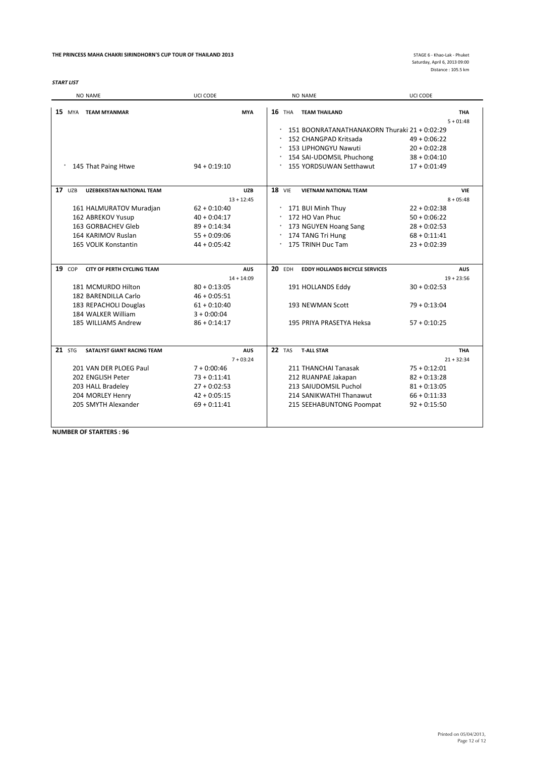**THE PRINCESS MAHA CHAKRI SIRINDHORN'S CUP TOUR OF THAILAND 2013**

STAGE 6 - Khao-Lak - Phuket
Saturday, April 6, 2013 09:00
Distance : 105.5 km

***START LIST***

| NO NAME | UCI CODE | NO NAME | UCI CODE |
|---|---|---|---|
| **15** MYA **TEAM MYANMAR** | **MYA** | **16** THA **TEAM THAILAND** | **THA** |
| | | | 5 + 01:48 |
| | | * 151 BOONRATANATHANAKORN Thuraki | 21 + 0:02:29 |
| | | * 152 CHANGPAD Kritsada | 49 + 0:06:22 |
| | | * 153 LIPHONGYU Nawuti | 20 + 0:02:28 |
| | | * 154 SAI-UDOMSIL Phuchong | 38 + 0:04:10 |
| * 145 That Paing Htwe | 94 + 0:19:10 | * 155 YORDSUWAN Setthawut | 17 + 0:01:49 |
| **17** UZB **UZEBEKISTAN NATIONAL TEAM** | **UZB** | **18** VIE **VIETNAM NATIONAL TEAM** | **VIE** |
| | 13 + 12:45 | | 8 + 05:48 |
| 161 HALMURATOV Muradjan | 62 + 0:10:40 | * 171 BUI Minh Thuy | 22 + 0:02:38 |
| 162 ABREKOV Yusup | 40 + 0:04:17 | * 172 HO Van Phuc | 50 + 0:06:22 |
| 163 GORBACHEV Gleb | 89 + 0:14:34 | * 173 NGUYEN Hoang Sang | 28 + 0:02:53 |
| 164 KARIMOV Ruslan | 55 + 0:09:06 | * 174 TANG Tri Hung | 68 + 0:11:41 |
| 165 VOLIK Konstantin | 44 + 0:05:42 | * 175 TRINH Duc Tam | 23 + 0:02:39 |
| **19** COP **CITY OF PERTH CYCLING TEAM** | **AUS** | **20** EDH **EDDY HOLLANDS BICYCLE SERVICES** | **AUS** |
| | 14 + 14:09 | | 19 + 23:56 |
| 181 MCMURDO Hilton | 80 + 0:13:05 | 191 HOLLANDS Eddy | 30 + 0:02:53 |
| 182 BARENDILLA Carlo | 46 + 0:05:51 | | |
| 183 REPACHOLI Douglas | 61 + 0:10:40 | 193 NEWMAN Scott | 79 + 0:13:04 |
| 184 WALKER William | 3 + 0:00:04 | | |
| 185 WILLIAMS Andrew | 86 + 0:14:17 | 195 PRIYA PRASETYA Heksa | 57 + 0:10:25 |
| **21** STG **SATALYST GIANT RACING TEAM** | **AUS** | **22** TAS **T-ALL STAR** | **THA** |
| | 7 + 03:24 | | 21 + 32:34 |
| 201 VAN DER PLOEG Paul | 7 + 0:00:46 | 211 THANCHAI Tanasak | 75 + 0:12:01 |
| 202 ENGLISH Peter | 73 + 0:11:41 | 212 RUANPAE Jakapan | 82 + 0:13:28 |
| 203 HALL Bradeley | 27 + 0:02:53 | 213 SAIUDOMSIL Puchol | 81 + 0:13:05 |
| 204 MORLEY Henry | 42 + 0:05:15 | 214 SANIKWATHI Thanawut | 66 + 0:11:33 |
| 205 SMYTH Alexander | 69 + 0:11:41 | 215 SEEHABUNTONG Poompat | 92 + 0:15:50 |

**NUMBER OF STARTERS : 96**

Printed on 05/04/2013,